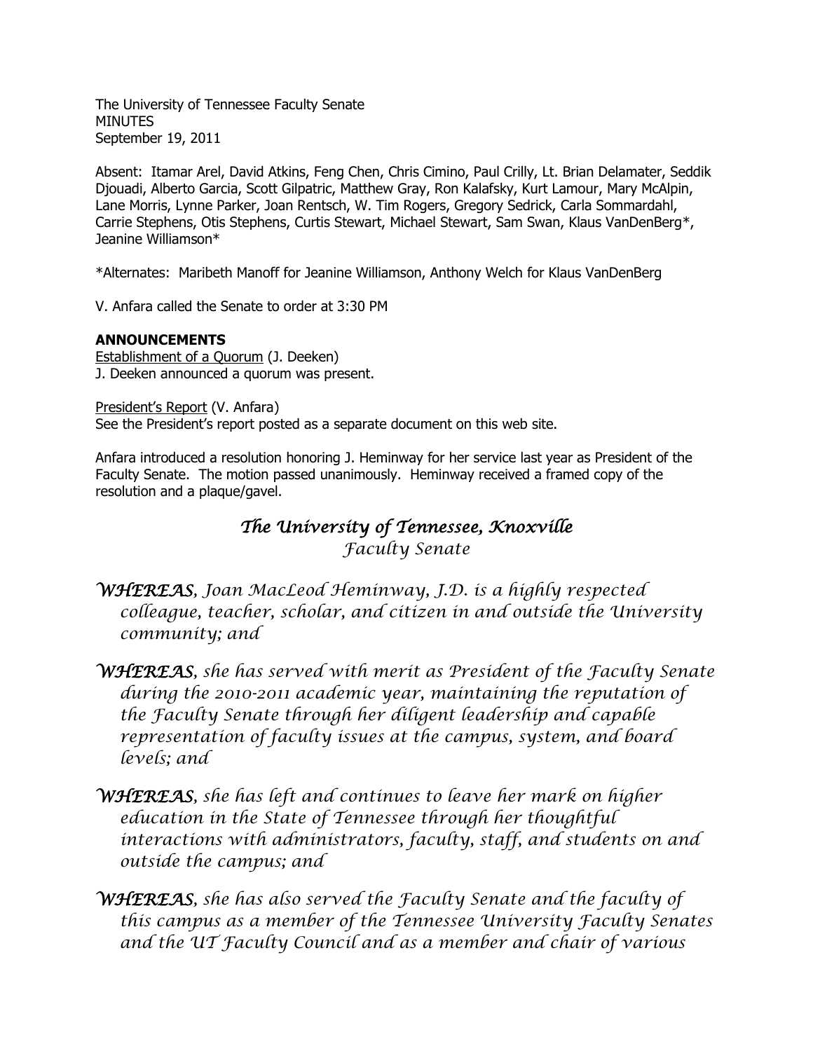The University of Tennessee Faculty Senate
MINUTES
September 19, 2011

Absent: Itamar Arel, David Atkins, Feng Chen, Chris Cimino, Paul Crilly, Lt. Brian Delamater, Seddik Djouadi, Alberto Garcia, Scott Gilpatric, Matthew Gray, Ron Kalafsky, Kurt Lamour, Mary McAlpin, Lane Morris, Lynne Parker, Joan Rentsch, W. Tim Rogers, Gregory Sedrick, Carla Sommardahl, Carrie Stephens, Otis Stephens, Curtis Stewart, Michael Stewart, Sam Swan, Klaus VanDenBerg*, Jeanine Williamson*

*Alternates: Maribeth Manoff for Jeanine Williamson, Anthony Welch for Klaus VanDenBerg

V. Anfara called the Senate to order at 3:30 PM

**ANNOUNCEMENTS**

Establishment of a Quorum (J. Deeken)
J. Deeken announced a quorum was present.

President's Report (V. Anfara)
See the President's report posted as a separate document on this web site.

Anfara introduced a resolution honoring J. Heminway for her service last year as President of the Faculty Senate. The motion passed unanimously. Heminway received a framed copy of the resolution and a plaque/gavel.

## *The University of Tennessee, Knoxville*
### *Faculty Senate*

***WHEREAS****, Joan MacLeod Heminway, J.D. is a highly respected colleague, teacher, scholar, and citizen in and outside the University community; and*

***WHEREAS****, she has served with merit as President of the Faculty Senate during the 2010-2011 academic year, maintaining the reputation of the Faculty Senate through her diligent leadership and capable representation of faculty issues at the campus, system, and board levels; and*

***WHEREAS****, she has left and continues to leave her mark on higher education in the State of Tennessee through her thoughtful interactions with administrators, faculty, staff, and students on and outside the campus; and*

***WHEREAS****, she has also served the Faculty Senate and the faculty of this campus as a member of the Tennessee University Faculty Senates and the UT Faculty Council and as a member and chair of various*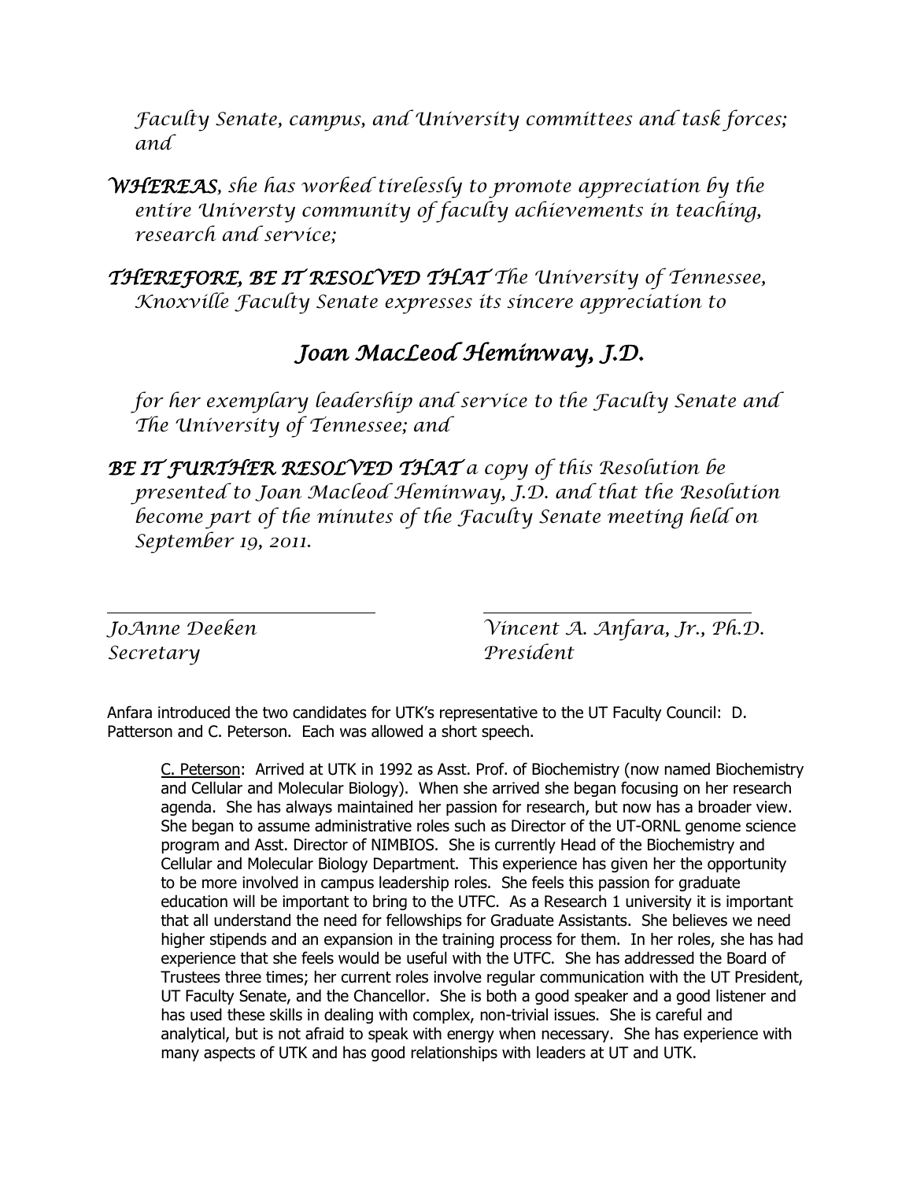*Faculty Senate, campus, and University committees and task forces; and*

***WHEREAS****, she has worked tirelessly to promote appreciation by the entire Universty community of faculty achievements in teaching, research and service;*

***THEREFORE, BE IT RESOLVED THAT*** *The University of Tennessee, Knoxville Faculty Senate expresses its sincere appreciation to*

## *Joan MacLeod Heminway, J.D.*

*for her exemplary leadership and service to the Faculty Senate and The University of Tennessee; and*

***BE IT FURTHER RESOLVED THAT*** *a copy of this Resolution be presented to Joan Macleod Heminway, J.D. and that the Resolution become part of the minutes of the Faculty Senate meeting held on September 19, 2011.*

| | |
|---|---|
| *JoAnne Deeken* | *Vincent A. Anfara, Jr., Ph.D.* |
| *Secretary* | *President* |

Anfara introduced the two candidates for UTK's representative to the UT Faculty Council: D. Patterson and C. Peterson. Each was allowed a short speech.

> C. Peterson: Arrived at UTK in 1992 as Asst. Prof. of Biochemistry (now named Biochemistry and Cellular and Molecular Biology). When she arrived she began focusing on her research agenda. She has always maintained her passion for research, but now has a broader view. She began to assume administrative roles such as Director of the UT-ORNL genome science program and Asst. Director of NIMBIOS. She is currently Head of the Biochemistry and Cellular and Molecular Biology Department. This experience has given her the opportunity to be more involved in campus leadership roles. She feels this passion for graduate education will be important to bring to the UTFC. As a Research 1 university it is important that all understand the need for fellowships for Graduate Assistants. She believes we need higher stipends and an expansion in the training process for them. In her roles, she has had experience that she feels would be useful with the UTFC. She has addressed the Board of Trustees three times; her current roles involve regular communication with the UT President, UT Faculty Senate, and the Chancellor. She is both a good speaker and a good listener and has used these skills in dealing with complex, non-trivial issues. She is careful and analytical, but is not afraid to speak with energy when necessary. She has experience with many aspects of UTK and has good relationships with leaders at UT and UTK.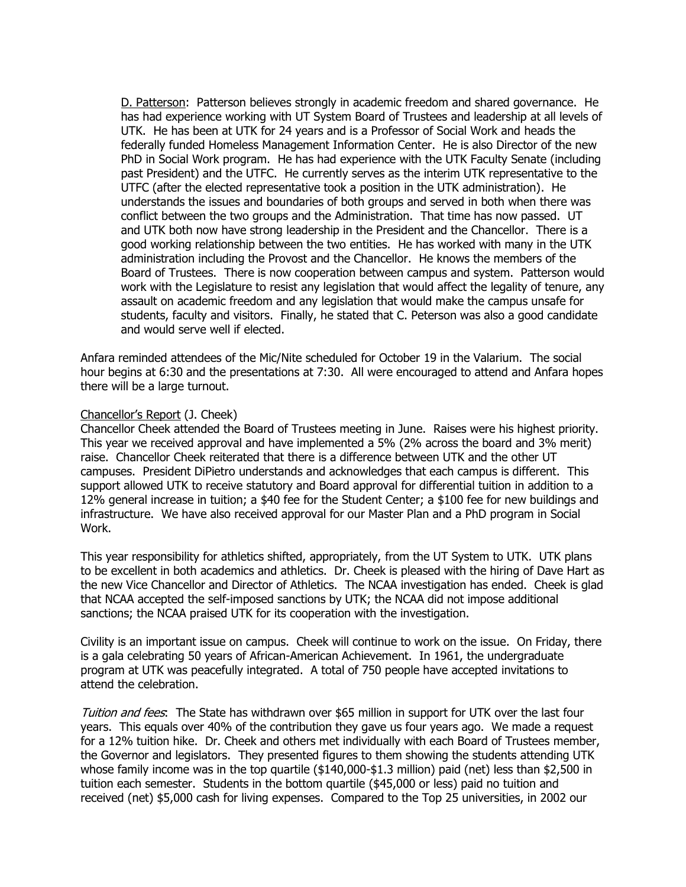D. Patterson: Patterson believes strongly in academic freedom and shared governance. He has had experience working with UT System Board of Trustees and leadership at all levels of UTK. He has been at UTK for 24 years and is a Professor of Social Work and heads the federally funded Homeless Management Information Center. He is also Director of the new PhD in Social Work program. He has had experience with the UTK Faculty Senate (including past President) and the UTFC. He currently serves as the interim UTK representative to the UTFC (after the elected representative took a position in the UTK administration). He understands the issues and boundaries of both groups and served in both when there was conflict between the two groups and the Administration. That time has now passed. UT and UTK both now have strong leadership in the President and the Chancellor. There is a good working relationship between the two entities. He has worked with many in the UTK administration including the Provost and the Chancellor. He knows the members of the Board of Trustees. There is now cooperation between campus and system. Patterson would work with the Legislature to resist any legislation that would affect the legality of tenure, any assault on academic freedom and any legislation that would make the campus unsafe for students, faculty and visitors. Finally, he stated that C. Peterson was also a good candidate and would serve well if elected.

Anfara reminded attendees of the Mic/Nite scheduled for October 19 in the Valarium. The social hour begins at 6:30 and the presentations at 7:30. All were encouraged to attend and Anfara hopes there will be a large turnout.

Chancellor's Report (J. Cheek)

Chancellor Cheek attended the Board of Trustees meeting in June. Raises were his highest priority. This year we received approval and have implemented a 5% (2% across the board and 3% merit) raise. Chancellor Cheek reiterated that there is a difference between UTK and the other UT campuses. President DiPietro understands and acknowledges that each campus is different. This support allowed UTK to receive statutory and Board approval for differential tuition in addition to a 12% general increase in tuition; a $40 fee for the Student Center; a $100 fee for new buildings and infrastructure. We have also received approval for our Master Plan and a PhD program in Social Work.

This year responsibility for athletics shifted, appropriately, from the UT System to UTK. UTK plans to be excellent in both academics and athletics. Dr. Cheek is pleased with the hiring of Dave Hart as the new Vice Chancellor and Director of Athletics. The NCAA investigation has ended. Cheek is glad that NCAA accepted the self-imposed sanctions by UTK; the NCAA did not impose additional sanctions; the NCAA praised UTK for its cooperation with the investigation.

Civility is an important issue on campus. Cheek will continue to work on the issue. On Friday, there is a gala celebrating 50 years of African-American Achievement. In 1961, the undergraduate program at UTK was peacefully integrated. A total of 750 people have accepted invitations to attend the celebration.

*Tuition and fees*: The State has withdrawn over $65 million in support for UTK over the last four years. This equals over 40% of the contribution they gave us four years ago. We made a request for a 12% tuition hike. Dr. Cheek and others met individually with each Board of Trustees member, the Governor and legislators. They presented figures to them showing the students attending UTK whose family income was in the top quartile ($140,000-$1.3 million) paid (net) less than $2,500 in tuition each semester. Students in the bottom quartile ($45,000 or less) paid no tuition and received (net) $5,000 cash for living expenses. Compared to the Top 25 universities, in 2002 our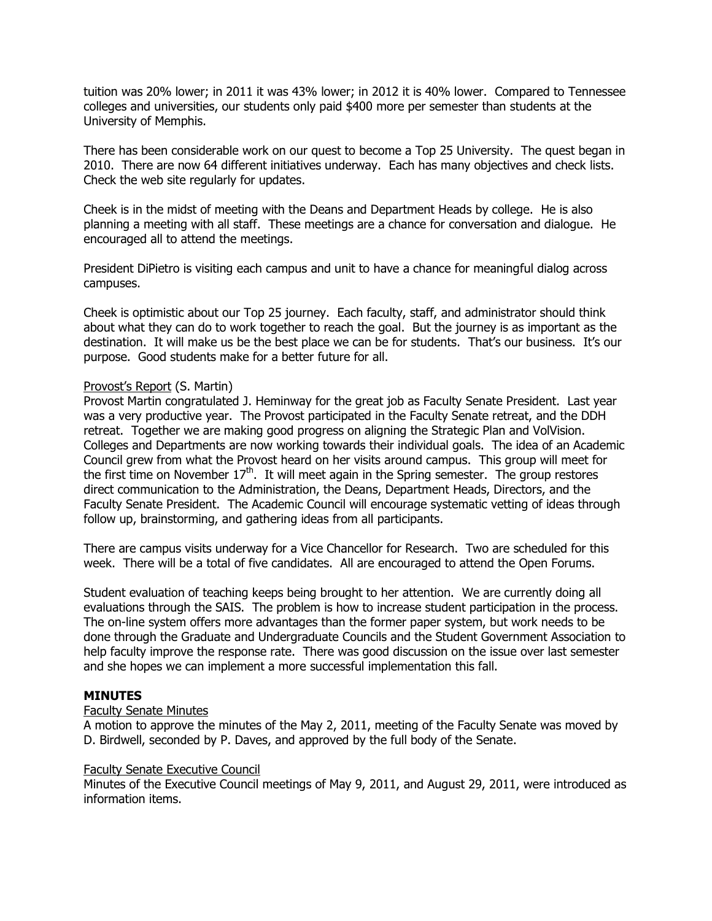tuition was 20% lower; in 2011 it was 43% lower; in 2012 it is 40% lower. Compared to Tennessee colleges and universities, our students only paid $400 more per semester than students at the University of Memphis.

There has been considerable work on our quest to become a Top 25 University. The quest began in 2010. There are now 64 different initiatives underway. Each has many objectives and check lists. Check the web site regularly for updates.

Cheek is in the midst of meeting with the Deans and Department Heads by college. He is also planning a meeting with all staff. These meetings are a chance for conversation and dialogue. He encouraged all to attend the meetings.

President DiPietro is visiting each campus and unit to have a chance for meaningful dialog across campuses.

Cheek is optimistic about our Top 25 journey. Each faculty, staff, and administrator should think about what they can do to work together to reach the goal. But the journey is as important as the destination. It will make us be the best place we can be for students. That's our business. It's our purpose. Good students make for a better future for all.

<u>Provost's Report</u> (S. Martin)
Provost Martin congratulated J. Heminway for the great job as Faculty Senate President. Last year was a very productive year. The Provost participated in the Faculty Senate retreat, and the DDH retreat. Together we are making good progress on aligning the Strategic Plan and VolVision. Colleges and Departments are now working towards their individual goals. The idea of an Academic Council grew from what the Provost heard on her visits around campus. This group will meet for the first time on November 17th. It will meet again in the Spring semester. The group restores direct communication to the Administration, the Deans, Department Heads, Directors, and the Faculty Senate President. The Academic Council will encourage systematic vetting of ideas through follow up, brainstorming, and gathering ideas from all participants.

There are campus visits underway for a Vice Chancellor for Research. Two are scheduled for this week. There will be a total of five candidates. All are encouraged to attend the Open Forums.

Student evaluation of teaching keeps being brought to her attention. We are currently doing all evaluations through the SAIS. The problem is how to increase student participation in the process. The on-line system offers more advantages than the former paper system, but work needs to be done through the Graduate and Undergraduate Councils and the Student Government Association to help faculty improve the response rate. There was good discussion on the issue over last semester and she hopes we can implement a more successful implementation this fall.

**MINUTES**

<u>Faculty Senate Minutes</u>
A motion to approve the minutes of the May 2, 2011, meeting of the Faculty Senate was moved by D. Birdwell, seconded by P. Daves, and approved by the full body of the Senate.

<u>Faculty Senate Executive Council</u>
Minutes of the Executive Council meetings of May 9, 2011, and August 29, 2011, were introduced as information items.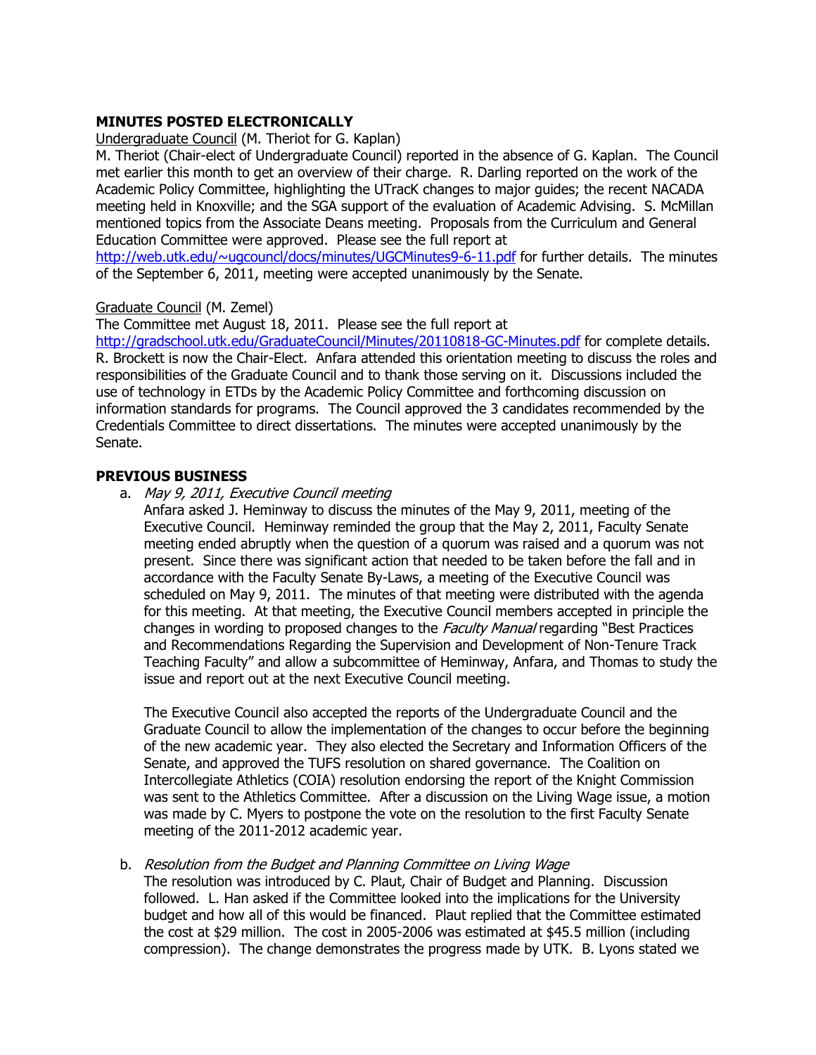## MINUTES POSTED ELECTRONICALLY

Undergraduate Council (M. Theriot for G. Kaplan)

M. Theriot (Chair-elect of Undergraduate Council) reported in the absence of G. Kaplan. The Council met earlier this month to get an overview of their charge. R. Darling reported on the work of the Academic Policy Committee, highlighting the UTracK changes to major guides; the recent NACADA meeting held in Knoxville; and the SGA support of the evaluation of Academic Advising. S. McMillan mentioned topics from the Associate Deans meeting. Proposals from the Curriculum and General Education Committee were approved. Please see the full report at http://web.utk.edu/~ugcouncl/docs/minutes/UGCMinutes9-6-11.pdf for further details. The minutes of the September 6, 2011, meeting were accepted unanimously by the Senate.

Graduate Council (M. Zemel)

The Committee met August 18, 2011. Please see the full report at http://gradschool.utk.edu/GraduateCouncil/Minutes/20110818-GC-Minutes.pdf for complete details. R. Brockett is now the Chair-Elect. Anfara attended this orientation meeting to discuss the roles and responsibilities of the Graduate Council and to thank those serving on it. Discussions included the use of technology in ETDs by the Academic Policy Committee and forthcoming discussion on information standards for programs. The Council approved the 3 candidates recommended by the Credentials Committee to direct dissertations. The minutes were accepted unanimously by the Senate.

## PREVIOUS BUSINESS

a. *May 9, 2011, Executive Council meeting*

Anfara asked J. Heminway to discuss the minutes of the May 9, 2011, meeting of the Executive Council. Heminway reminded the group that the May 2, 2011, Faculty Senate meeting ended abruptly when the question of a quorum was raised and a quorum was not present. Since there was significant action that needed to be taken before the fall and in accordance with the Faculty Senate By-Laws, a meeting of the Executive Council was scheduled on May 9, 2011. The minutes of that meeting were distributed with the agenda for this meeting. At that meeting, the Executive Council members accepted in principle the changes in wording to proposed changes to the *Faculty Manual* regarding "Best Practices and Recommendations Regarding the Supervision and Development of Non-Tenure Track Teaching Faculty" and allow a subcommittee of Heminway, Anfara, and Thomas to study the issue and report out at the next Executive Council meeting.

The Executive Council also accepted the reports of the Undergraduate Council and the Graduate Council to allow the implementation of the changes to occur before the beginning of the new academic year. They also elected the Secretary and Information Officers of the Senate, and approved the TUFS resolution on shared governance. The Coalition on Intercollegiate Athletics (COIA) resolution endorsing the report of the Knight Commission was sent to the Athletics Committee. After a discussion on the Living Wage issue, a motion was made by C. Myers to postpone the vote on the resolution to the first Faculty Senate meeting of the 2011-2012 academic year.

b. *Resolution from the Budget and Planning Committee on Living Wage*

The resolution was introduced by C. Plaut, Chair of Budget and Planning. Discussion followed. L. Han asked if the Committee looked into the implications for the University budget and how all of this would be financed. Plaut replied that the Committee estimated the cost at $29 million. The cost in 2005-2006 was estimated at $45.5 million (including compression). The change demonstrates the progress made by UTK. B. Lyons stated we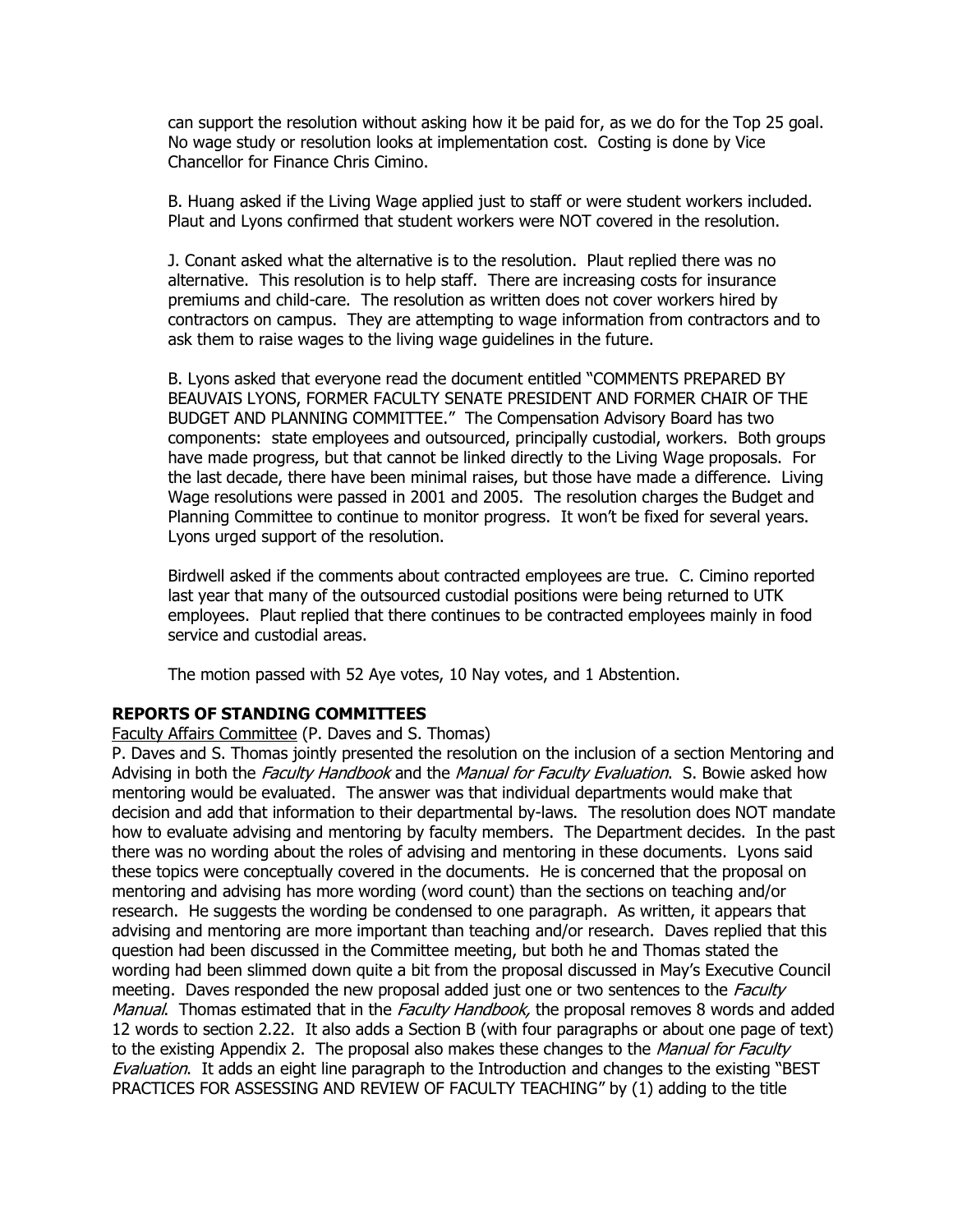can support the resolution without asking how it be paid for, as we do for the Top 25 goal. No wage study or resolution looks at implementation cost. Costing is done by Vice Chancellor for Finance Chris Cimino.

B. Huang asked if the Living Wage applied just to staff or were student workers included. Plaut and Lyons confirmed that student workers were NOT covered in the resolution.

J. Conant asked what the alternative is to the resolution. Plaut replied there was no alternative. This resolution is to help staff. There are increasing costs for insurance premiums and child-care. The resolution as written does not cover workers hired by contractors on campus. They are attempting to wage information from contractors and to ask them to raise wages to the living wage guidelines in the future.

B. Lyons asked that everyone read the document entitled "COMMENTS PREPARED BY BEAUVAIS LYONS, FORMER FACULTY SENATE PRESIDENT AND FORMER CHAIR OF THE BUDGET AND PLANNING COMMITTEE." The Compensation Advisory Board has two components: state employees and outsourced, principally custodial, workers. Both groups have made progress, but that cannot be linked directly to the Living Wage proposals. For the last decade, there have been minimal raises, but those have made a difference. Living Wage resolutions were passed in 2001 and 2005. The resolution charges the Budget and Planning Committee to continue to monitor progress. It won't be fixed for several years. Lyons urged support of the resolution.

Birdwell asked if the comments about contracted employees are true. C. Cimino reported last year that many of the outsourced custodial positions were being returned to UTK employees. Plaut replied that there continues to be contracted employees mainly in food service and custodial areas.

The motion passed with 52 Aye votes, 10 Nay votes, and 1 Abstention.

**REPORTS OF STANDING COMMITTEES**

Faculty Affairs Committee (P. Daves and S. Thomas)

P. Daves and S. Thomas jointly presented the resolution on the inclusion of a section Mentoring and Advising in both the *Faculty Handbook* and the *Manual for Faculty Evaluation*. S. Bowie asked how mentoring would be evaluated. The answer was that individual departments would make that decision and add that information to their departmental by-laws. The resolution does NOT mandate how to evaluate advising and mentoring by faculty members. The Department decides. In the past there was no wording about the roles of advising and mentoring in these documents. Lyons said these topics were conceptually covered in the documents. He is concerned that the proposal on mentoring and advising has more wording (word count) than the sections on teaching and/or research. He suggests the wording be condensed to one paragraph. As written, it appears that advising and mentoring are more important than teaching and/or research. Daves replied that this question had been discussed in the Committee meeting, but both he and Thomas stated the wording had been slimmed down quite a bit from the proposal discussed in May's Executive Council meeting. Daves responded the new proposal added just one or two sentences to the *Faculty Manual*. Thomas estimated that in the *Faculty Handbook,* the proposal removes 8 words and added 12 words to section 2.22. It also adds a Section B (with four paragraphs or about one page of text) to the existing Appendix 2. The proposal also makes these changes to the *Manual for Faculty Evaluation*. It adds an eight line paragraph to the Introduction and changes to the existing "BEST PRACTICES FOR ASSESSING AND REVIEW OF FACULTY TEACHING" by (1) adding to the title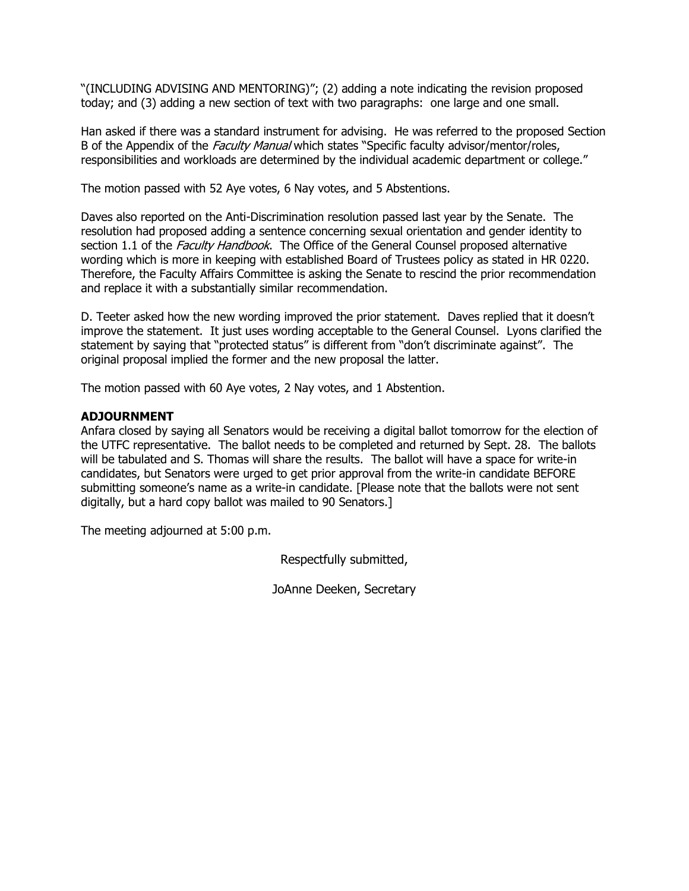"(INCLUDING ADVISING AND MENTORING)"; (2) adding a note indicating the revision proposed today; and (3) adding a new section of text with two paragraphs: one large and one small.

Han asked if there was a standard instrument for advising. He was referred to the proposed Section B of the Appendix of the *Faculty Manual* which states "Specific faculty advisor/mentor/roles, responsibilities and workloads are determined by the individual academic department or college."

The motion passed with 52 Aye votes, 6 Nay votes, and 5 Abstentions.

Daves also reported on the Anti-Discrimination resolution passed last year by the Senate. The resolution had proposed adding a sentence concerning sexual orientation and gender identity to section 1.1 of the *Faculty Handbook*. The Office of the General Counsel proposed alternative wording which is more in keeping with established Board of Trustees policy as stated in HR 0220. Therefore, the Faculty Affairs Committee is asking the Senate to rescind the prior recommendation and replace it with a substantially similar recommendation.

D. Teeter asked how the new wording improved the prior statement. Daves replied that it doesn't improve the statement. It just uses wording acceptable to the General Counsel. Lyons clarified the statement by saying that "protected status" is different from "don't discriminate against". The original proposal implied the former and the new proposal the latter.

The motion passed with 60 Aye votes, 2 Nay votes, and 1 Abstention.

**ADJOURNMENT**

Anfara closed by saying all Senators would be receiving a digital ballot tomorrow for the election of the UTFC representative. The ballot needs to be completed and returned by Sept. 28. The ballots will be tabulated and S. Thomas will share the results. The ballot will have a space for write-in candidates, but Senators were urged to get prior approval from the write-in candidate BEFORE submitting someone's name as a write-in candidate. [Please note that the ballots were not sent digitally, but a hard copy ballot was mailed to 90 Senators.]

The meeting adjourned at 5:00 p.m.

Respectfully submitted,

JoAnne Deeken, Secretary